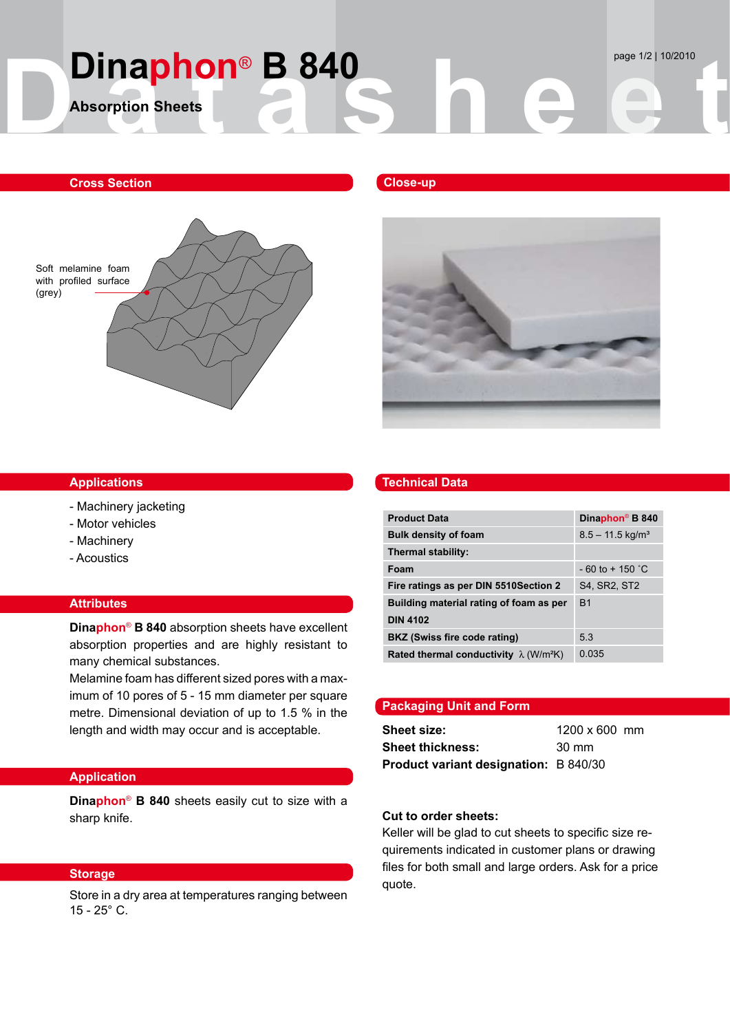# Dinaphon® B 840

**Absorption Sheets**

## Cross Section

Soft melamine foam with profiled surface (grey)

## Close-up

## Applications

- Machinery jacketing
- Motor vehicles
- Machinery
- Acoustics

## Attributes

**Dinaphon® B 840** absorption sheets have excellent absorption properties and are highly resistant to many chemical substances.

Melamine foam has different sized pores with a maximum of 10 pores of 5 - 15 mm diameter per square metre. Dimensional deviation of up to 1.5 % in the length and width may occur and is acceptable.

## Application

**Dinaphon® B 840** sheets easily cut to size with a sharp knife.

## Storage

Store in a dry area at temperatures ranging between 15 - 25° C.

## Technical Data

| Product Data | Dinaphon® B 840 |
|---|---|
| Bulk density of foam | 8.5 – 11.5 kg/m³ |
| Thermal stability: | |
| Foam | - 60 to + 150 ˚C |
| Fire ratings as per DIN 5510Section 2 | S4, SR2, ST2 |
| Building material rating of foam as per DIN 4102 | B1 |
| BKZ (Swiss fire code rating) | 5.3 |
| Rated thermal conductivity $\lambda$ (W/m²K) | 0.035 |

## Packaging Unit and Form

**Sheet size:** 1200 x 600 mm
**Sheet thickness:** 30 mm
**Product variant designation:** B 840/30

**Cut to order sheets:**
Keller will be glad to cut sheets to specific size requirements indicated in customer plans or drawing files for both small and large orders. Ask for a price quote.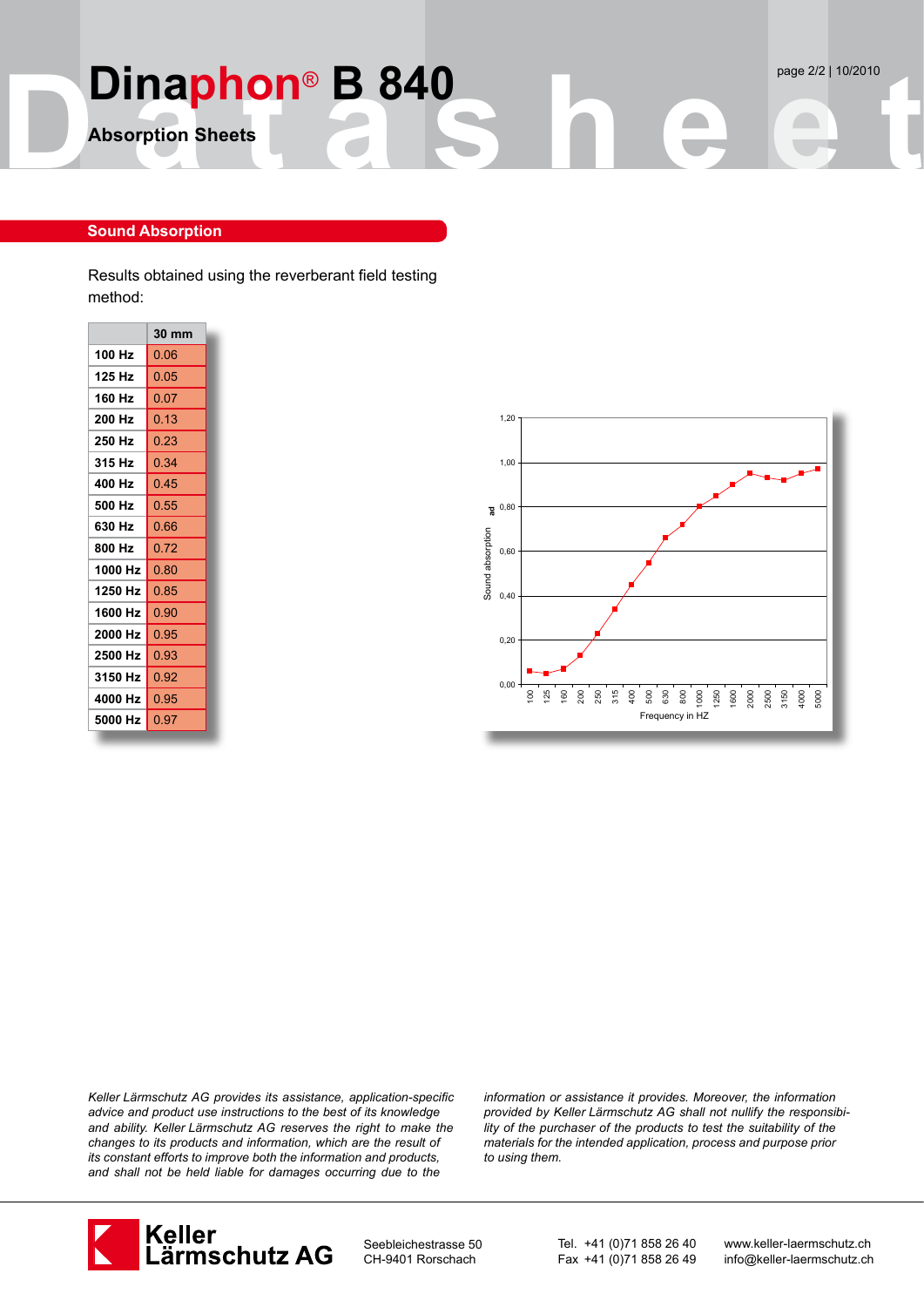# Dinaphon® B 840

**Absorption Sheets**

## Sound Absorption

Results obtained using the reverberant field testing method:

| | 30 mm |
|---|---|
| 100 Hz | 0.06 |
| 125 Hz | 0.05 |
| 160 Hz | 0.07 |
| 200 Hz | 0.13 |
| 250 Hz | 0.23 |
| 315 Hz | 0.34 |
| 400 Hz | 0.45 |
| 500 Hz | 0.55 |
| 630 Hz | 0.66 |
| 800 Hz | 0.72 |
| 1000 Hz | 0.80 |
| 1250 Hz | 0.85 |
| 1600 Hz | 0.90 |
| 2000 Hz | 0.95 |
| 2500 Hz | 0.93 |
| 3150 Hz | 0.92 |
| 4000 Hz | 0.95 |
| 5000 Hz | 0.97 |

Sound absorption ad

1,20
1,00
0,80
0,60
0,40
0,20
0,00

100 125 160 200 250 315 400 500 630 800 1000 1250 1600 2000 2500 3150 4000 5000

Frequency in HZ

*Keller Lärmschutz AG provides its assistance, application-specific advice and product use instructions to the best of its knowledge and ability. Keller Lärmschutz AG reserves the right to make the changes to its products and information, which are the result of its constant efforts to improve both the information and products, and shall not be held liable for damages occurring due to the information or assistance it provides. Moreover, the information provided by Keller Lärmschutz AG shall not nullify the responsibility of the purchaser of the products to test the suitability of the materials for the intended application, process and purpose prior to using them.*

**Keller Lärmschutz AG**

Seebleichestrasse 50
CH-9401 Rorschach

Tel. +41 (0)71 858 26 40
Fax +41 (0)71 858 26 49

www.keller-laermschutz.ch
info@keller-laermschutz.ch